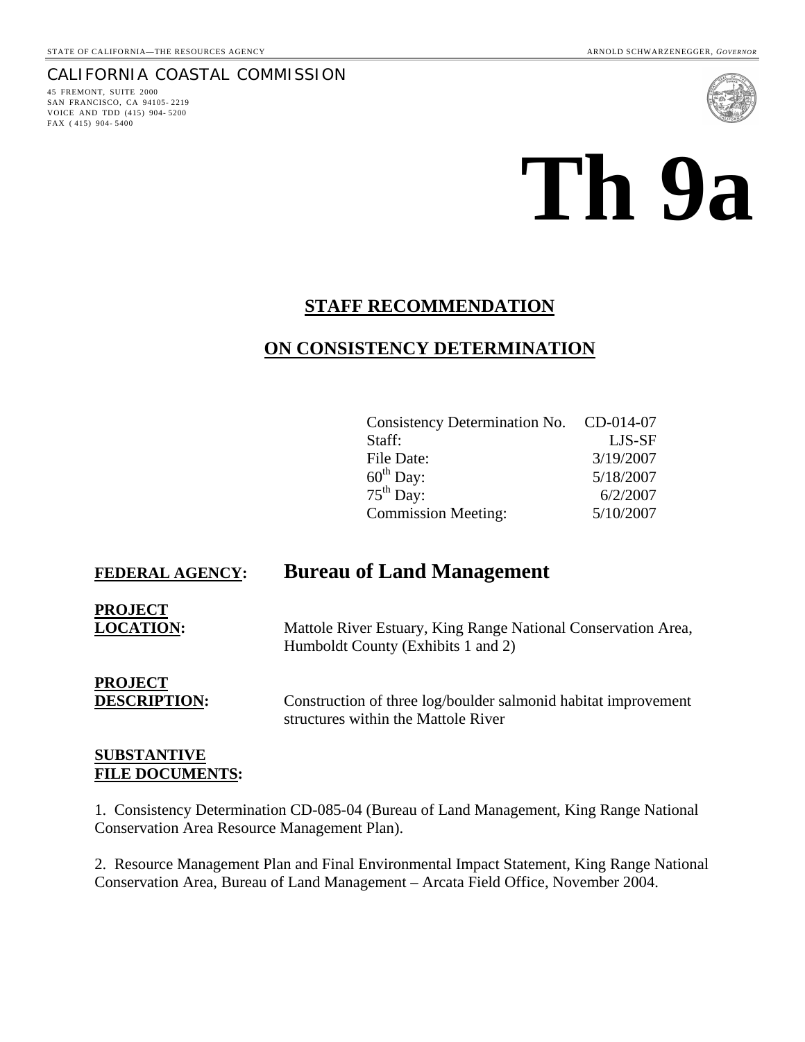STATE OF CALIFORNIA—THE RESOURCES AGENCY — ARNOLD SCHWARZENEGGER, *GOVERNOR*

CALIFORNIA COASTAL COMMISSION
45 FREMONT, SUITE 2000
SAN FRANCISCO, CA 94105-2219
VOICE AND TDD (415) 904-5200
FAX (415) 904-5400

# Th 9a

## STAFF RECOMMENDATION

## ON CONSISTENCY DETERMINATION

| | |
|---|---|
| Consistency Determination No. | CD-014-07 |
| Staff: | LJS-SF |
| File Date: | 3/19/2007 |
| 60th Day: | 5/18/2007 |
| 75th Day: | 6/2/2007 |
| Commission Meeting: | 5/10/2007 |

**FEDERAL AGENCY:** **Bureau of Land Management**

**PROJECT LOCATION:** Mattole River Estuary, King Range National Conservation Area, Humboldt County (Exhibits 1 and 2)

**PROJECT DESCRIPTION:** Construction of three log/boulder salmonid habitat improvement structures within the Mattole River

**SUBSTANTIVE FILE DOCUMENTS:**

1. Consistency Determination CD-085-04 (Bureau of Land Management, King Range National Conservation Area Resource Management Plan).

2. Resource Management Plan and Final Environmental Impact Statement, King Range National Conservation Area, Bureau of Land Management – Arcata Field Office, November 2004.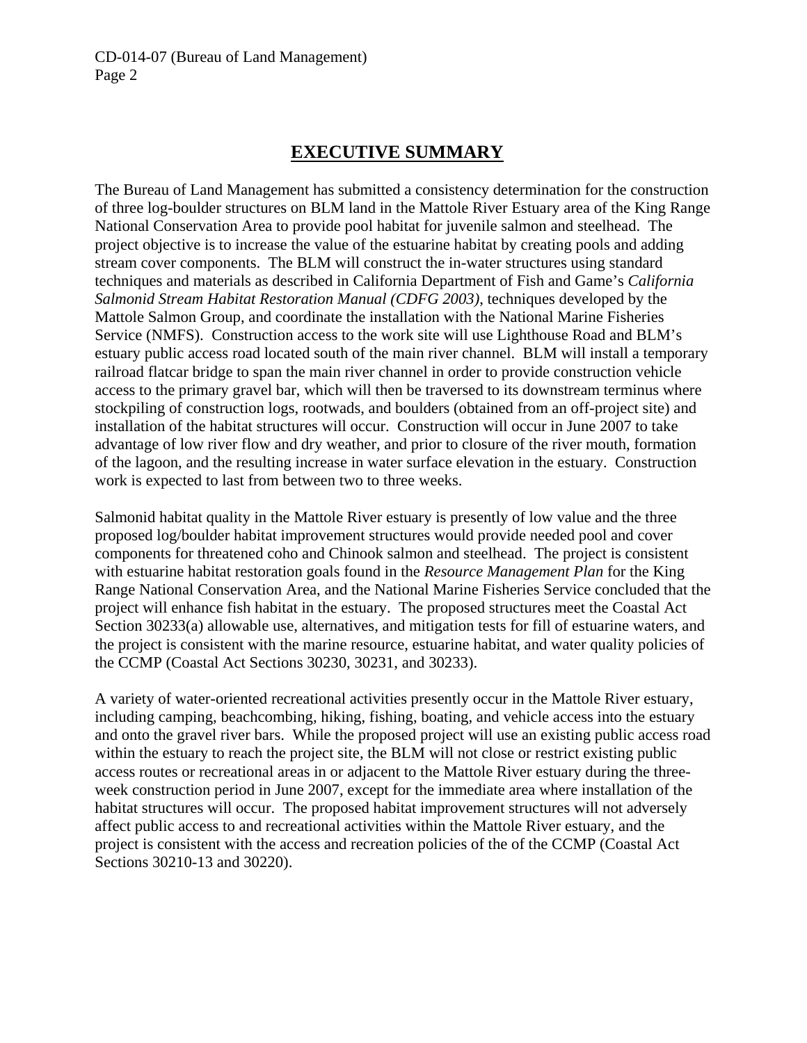## EXECUTIVE SUMMARY

The Bureau of Land Management has submitted a consistency determination for the construction of three log-boulder structures on BLM land in the Mattole River Estuary area of the King Range National Conservation Area to provide pool habitat for juvenile salmon and steelhead. The project objective is to increase the value of the estuarine habitat by creating pools and adding stream cover components. The BLM will construct the in-water structures using standard techniques and materials as described in California Department of Fish and Game's *California Salmonid Stream Habitat Restoration Manual (CDFG 2003)*, techniques developed by the Mattole Salmon Group, and coordinate the installation with the National Marine Fisheries Service (NMFS). Construction access to the work site will use Lighthouse Road and BLM's estuary public access road located south of the main river channel. BLM will install a temporary railroad flatcar bridge to span the main river channel in order to provide construction vehicle access to the primary gravel bar, which will then be traversed to its downstream terminus where stockpiling of construction logs, rootwads, and boulders (obtained from an off-project site) and installation of the habitat structures will occur. Construction will occur in June 2007 to take advantage of low river flow and dry weather, and prior to closure of the river mouth, formation of the lagoon, and the resulting increase in water surface elevation in the estuary. Construction work is expected to last from between two to three weeks.

Salmonid habitat quality in the Mattole River estuary is presently of low value and the three proposed log/boulder habitat improvement structures would provide needed pool and cover components for threatened coho and Chinook salmon and steelhead. The project is consistent with estuarine habitat restoration goals found in the *Resource Management Plan* for the King Range National Conservation Area, and the National Marine Fisheries Service concluded that the project will enhance fish habitat in the estuary. The proposed structures meet the Coastal Act Section 30233(a) allowable use, alternatives, and mitigation tests for fill of estuarine waters, and the project is consistent with the marine resource, estuarine habitat, and water quality policies of the CCMP (Coastal Act Sections 30230, 30231, and 30233).

A variety of water-oriented recreational activities presently occur in the Mattole River estuary, including camping, beachcombing, hiking, fishing, boating, and vehicle access into the estuary and onto the gravel river bars. While the proposed project will use an existing public access road within the estuary to reach the project site, the BLM will not close or restrict existing public access routes or recreational areas in or adjacent to the Mattole River estuary during the three-week construction period in June 2007, except for the immediate area where installation of the habitat structures will occur. The proposed habitat improvement structures will not adversely affect public access to and recreational activities within the Mattole River estuary, and the project is consistent with the access and recreation policies of the of the CCMP (Coastal Act Sections 30210-13 and 30220).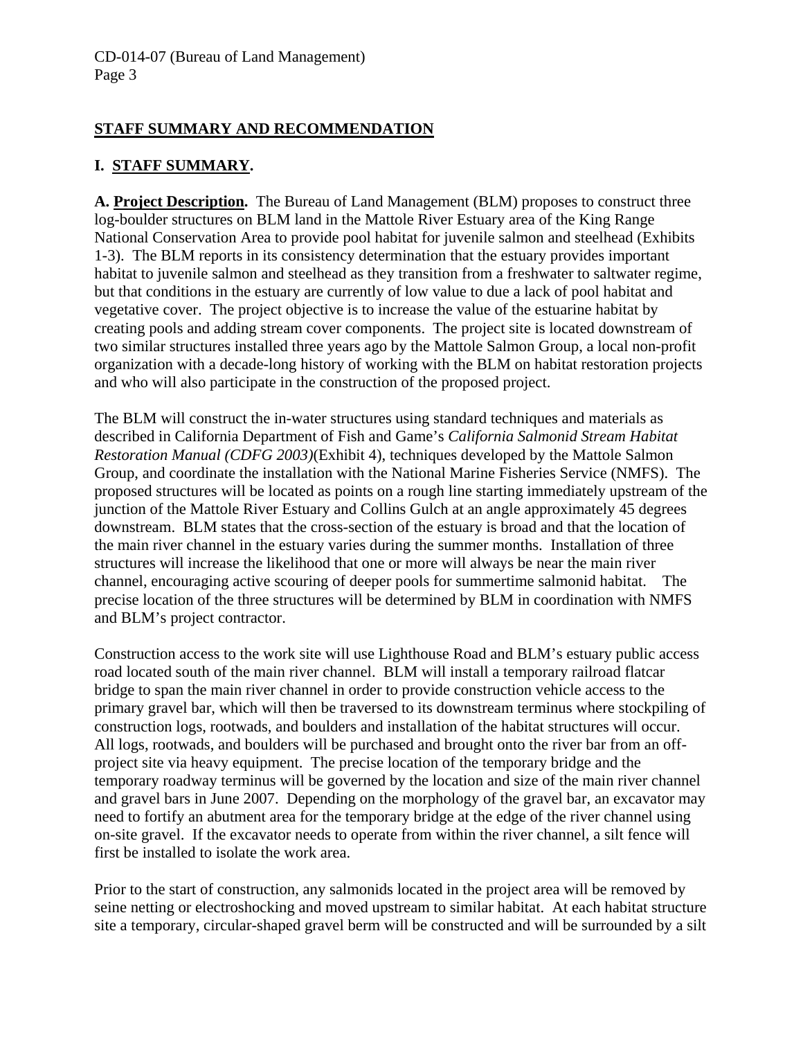## STAFF SUMMARY AND RECOMMENDATION

### I. STAFF SUMMARY.

**A. Project Description.** The Bureau of Land Management (BLM) proposes to construct three log-boulder structures on BLM land in the Mattole River Estuary area of the King Range National Conservation Area to provide pool habitat for juvenile salmon and steelhead (Exhibits 1-3). The BLM reports in its consistency determination that the estuary provides important habitat to juvenile salmon and steelhead as they transition from a freshwater to saltwater regime, but that conditions in the estuary are currently of low value to due a lack of pool habitat and vegetative cover. The project objective is to increase the value of the estuarine habitat by creating pools and adding stream cover components. The project site is located downstream of two similar structures installed three years ago by the Mattole Salmon Group, a local non-profit organization with a decade-long history of working with the BLM on habitat restoration projects and who will also participate in the construction of the proposed project.

The BLM will construct the in-water structures using standard techniques and materials as described in California Department of Fish and Game's *California Salmonid Stream Habitat Restoration Manual (CDFG 2003)*(Exhibit 4), techniques developed by the Mattole Salmon Group, and coordinate the installation with the National Marine Fisheries Service (NMFS). The proposed structures will be located as points on a rough line starting immediately upstream of the junction of the Mattole River Estuary and Collins Gulch at an angle approximately 45 degrees downstream. BLM states that the cross-section of the estuary is broad and that the location of the main river channel in the estuary varies during the summer months. Installation of three structures will increase the likelihood that one or more will always be near the main river channel, encouraging active scouring of deeper pools for summertime salmonid habitat. The precise location of the three structures will be determined by BLM in coordination with NMFS and BLM's project contractor.

Construction access to the work site will use Lighthouse Road and BLM's estuary public access road located south of the main river channel. BLM will install a temporary railroad flatcar bridge to span the main river channel in order to provide construction vehicle access to the primary gravel bar, which will then be traversed to its downstream terminus where stockpiling of construction logs, rootwads, and boulders and installation of the habitat structures will occur. All logs, rootwads, and boulders will be purchased and brought onto the river bar from an off-project site via heavy equipment. The precise location of the temporary bridge and the temporary roadway terminus will be governed by the location and size of the main river channel and gravel bars in June 2007. Depending on the morphology of the gravel bar, an excavator may need to fortify an abutment area for the temporary bridge at the edge of the river channel using on-site gravel. If the excavator needs to operate from within the river channel, a silt fence will first be installed to isolate the work area.

Prior to the start of construction, any salmonids located in the project area will be removed by seine netting or electroshocking and moved upstream to similar habitat. At each habitat structure site a temporary, circular-shaped gravel berm will be constructed and will be surrounded by a silt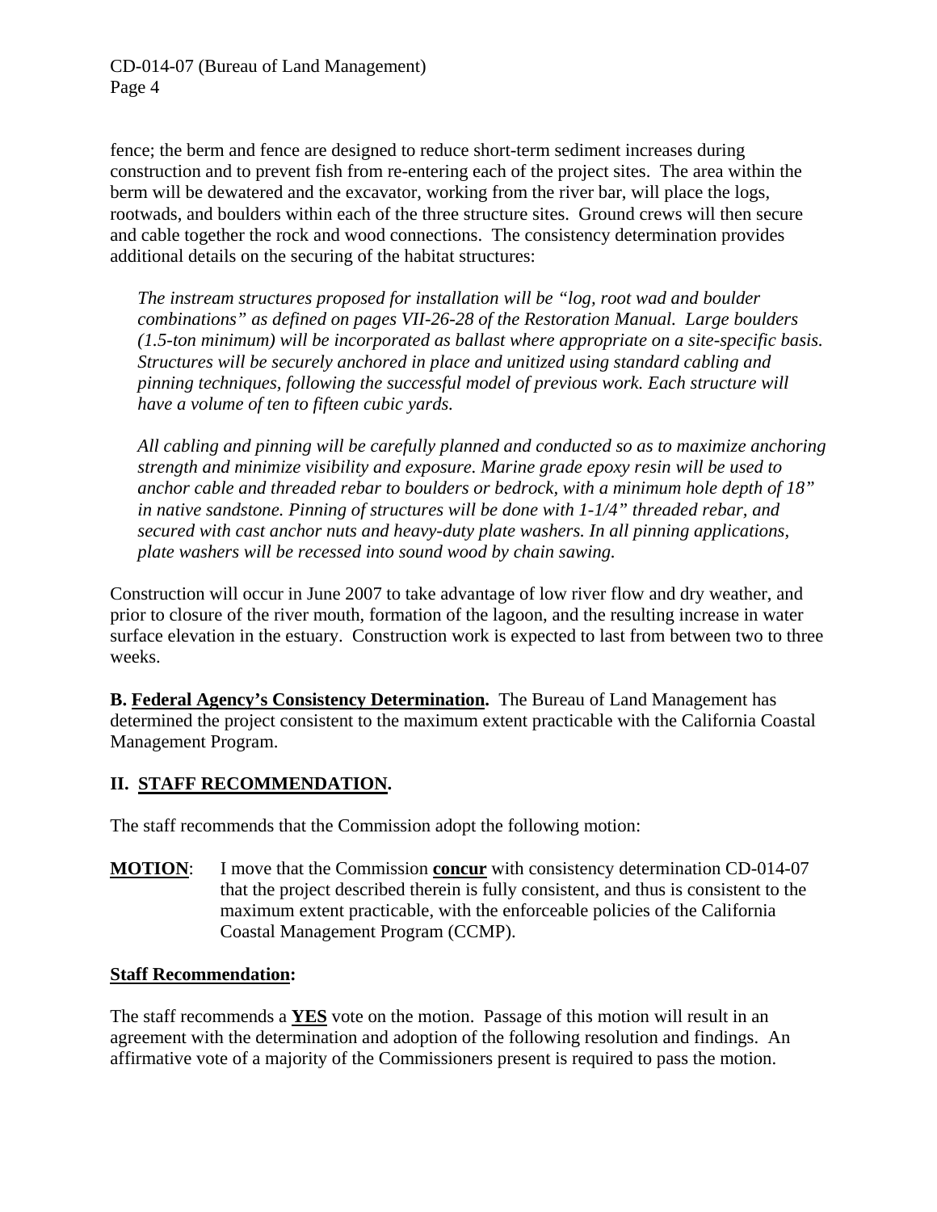fence; the berm and fence are designed to reduce short-term sediment increases during construction and to prevent fish from re-entering each of the project sites. The area within the berm will be dewatered and the excavator, working from the river bar, will place the logs, rootwads, and boulders within each of the three structure sites. Ground crews will then secure and cable together the rock and wood connections. The consistency determination provides additional details on the securing of the habitat structures:

> *The instream structures proposed for installation will be "log, root wad and boulder combinations" as defined on pages VII-26-28 of the Restoration Manual. Large boulders (1.5-ton minimum) will be incorporated as ballast where appropriate on a site-specific basis. Structures will be securely anchored in place and unitized using standard cabling and pinning techniques, following the successful model of previous work. Each structure will have a volume of ten to fifteen cubic yards.*
>
> *All cabling and pinning will be carefully planned and conducted so as to maximize anchoring strength and minimize visibility and exposure. Marine grade epoxy resin will be used to anchor cable and threaded rebar to boulders or bedrock, with a minimum hole depth of 18" in native sandstone. Pinning of structures will be done with 1-1/4" threaded rebar, and secured with cast anchor nuts and heavy-duty plate washers. In all pinning applications, plate washers will be recessed into sound wood by chain sawing.*

Construction will occur in June 2007 to take advantage of low river flow and dry weather, and prior to closure of the river mouth, formation of the lagoon, and the resulting increase in water surface elevation in the estuary. Construction work is expected to last from between two to three weeks.

**B. Federal Agency's Consistency Determination.** The Bureau of Land Management has determined the project consistent to the maximum extent practicable with the California Coastal Management Program.

## II. STAFF RECOMMENDATION.

The staff recommends that the Commission adopt the following motion:

**MOTION**: I move that the Commission **concur** with consistency determination CD-014-07 that the project described therein is fully consistent, and thus is consistent to the maximum extent practicable, with the enforceable policies of the California Coastal Management Program (CCMP).

**Staff Recommendation:**

The staff recommends a **YES** vote on the motion. Passage of this motion will result in an agreement with the determination and adoption of the following resolution and findings. An affirmative vote of a majority of the Commissioners present is required to pass the motion.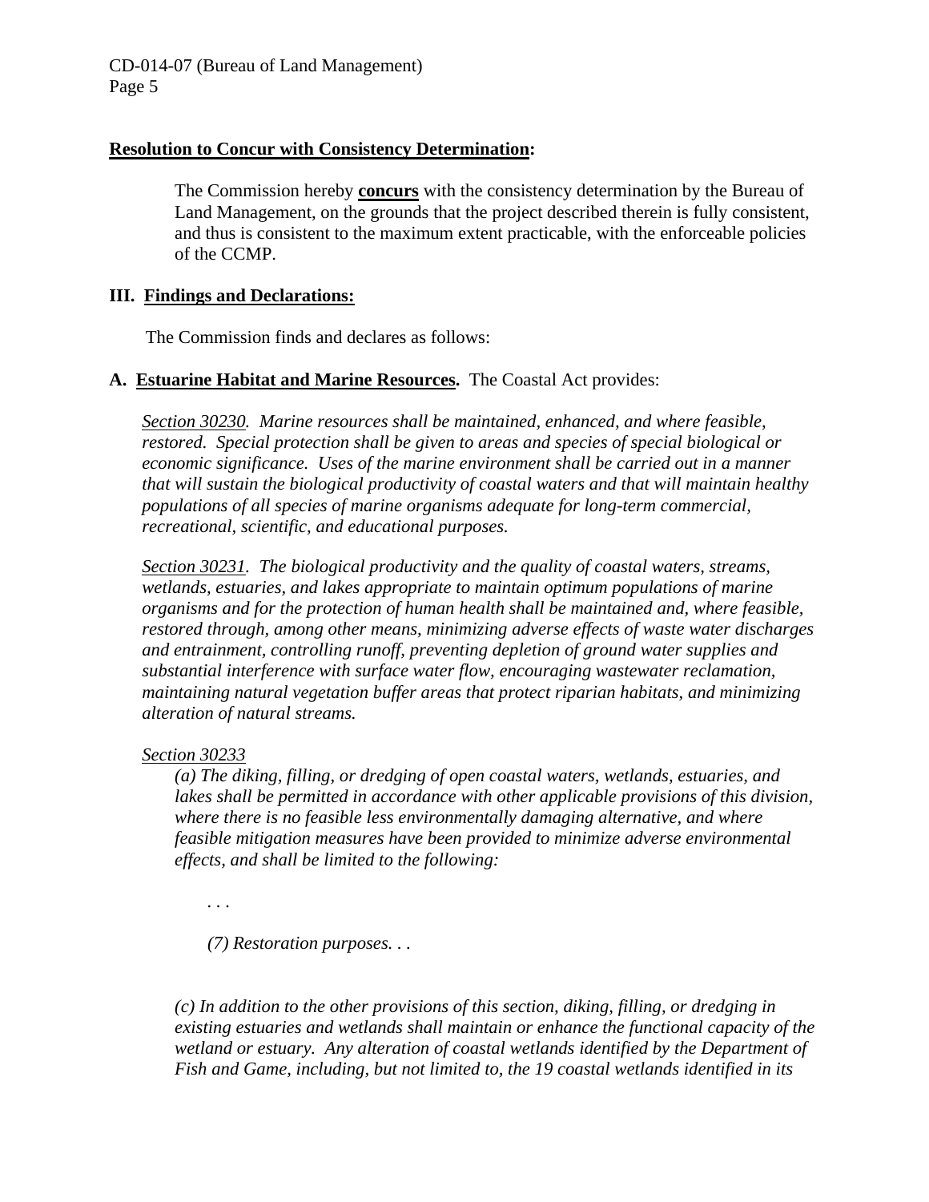**Resolution to Concur with Consistency Determination:**

The Commission hereby **concurs** with the consistency determination by the Bureau of Land Management, on the grounds that the project described therein is fully consistent, and thus is consistent to the maximum extent practicable, with the enforceable policies of the CCMP.

## III. Findings and Declarations:

The Commission finds and declares as follows:

**A. Estuarine Habitat and Marine Resources.** The Coastal Act provides:

*Section 30230. Marine resources shall be maintained, enhanced, and where feasible, restored. Special protection shall be given to areas and species of special biological or economic significance. Uses of the marine environment shall be carried out in a manner that will sustain the biological productivity of coastal waters and that will maintain healthy populations of all species of marine organisms adequate for long-term commercial, recreational, scientific, and educational purposes.*

*Section 30231. The biological productivity and the quality of coastal waters, streams, wetlands, estuaries, and lakes appropriate to maintain optimum populations of marine organisms and for the protection of human health shall be maintained and, where feasible, restored through, among other means, minimizing adverse effects of waste water discharges and entrainment, controlling runoff, preventing depletion of ground water supplies and substantial interference with surface water flow, encouraging wastewater reclamation, maintaining natural vegetation buffer areas that protect riparian habitats, and minimizing alteration of natural streams.*

*Section 30233*

*(a) The diking, filling, or dredging of open coastal waters, wetlands, estuaries, and lakes shall be permitted in accordance with other applicable provisions of this division, where there is no feasible less environmentally damaging alternative, and where feasible mitigation measures have been provided to minimize adverse environmental effects, and shall be limited to the following:*

*. . .*

*(7) Restoration purposes. . .*

*(c) In addition to the other provisions of this section, diking, filling, or dredging in existing estuaries and wetlands shall maintain or enhance the functional capacity of the wetland or estuary. Any alteration of coastal wetlands identified by the Department of Fish and Game, including, but not limited to, the 19 coastal wetlands identified in its*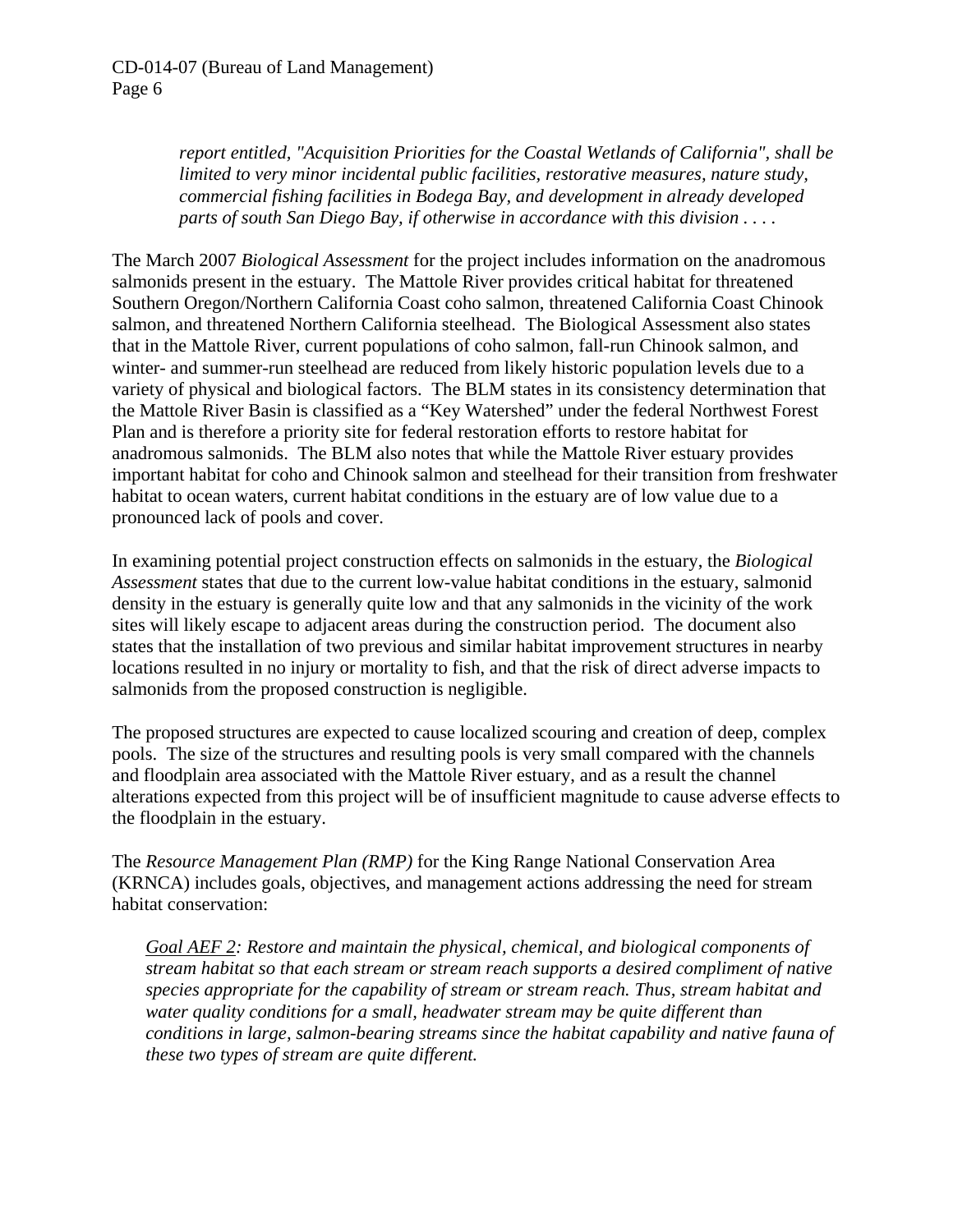*report entitled, "Acquisition Priorities for the Coastal Wetlands of California", shall be limited to very minor incidental public facilities, restorative measures, nature study, commercial fishing facilities in Bodega Bay, and development in already developed parts of south San Diego Bay, if otherwise in accordance with this division . . . .*

The March 2007 *Biological Assessment* for the project includes information on the anadromous salmonids present in the estuary. The Mattole River provides critical habitat for threatened Southern Oregon/Northern California Coast coho salmon, threatened California Coast Chinook salmon, and threatened Northern California steelhead. The Biological Assessment also states that in the Mattole River, current populations of coho salmon, fall-run Chinook salmon, and winter- and summer-run steelhead are reduced from likely historic population levels due to a variety of physical and biological factors. The BLM states in its consistency determination that the Mattole River Basin is classified as a "Key Watershed" under the federal Northwest Forest Plan and is therefore a priority site for federal restoration efforts to restore habitat for anadromous salmonids. The BLM also notes that while the Mattole River estuary provides important habitat for coho and Chinook salmon and steelhead for their transition from freshwater habitat to ocean waters, current habitat conditions in the estuary are of low value due to a pronounced lack of pools and cover.

In examining potential project construction effects on salmonids in the estuary, the *Biological Assessment* states that due to the current low-value habitat conditions in the estuary, salmonid density in the estuary is generally quite low and that any salmonids in the vicinity of the work sites will likely escape to adjacent areas during the construction period. The document also states that the installation of two previous and similar habitat improvement structures in nearby locations resulted in no injury or mortality to fish, and that the risk of direct adverse impacts to salmonids from the proposed construction is negligible.

The proposed structures are expected to cause localized scouring and creation of deep, complex pools. The size of the structures and resulting pools is very small compared with the channels and floodplain area associated with the Mattole River estuary, and as a result the channel alterations expected from this project will be of insufficient magnitude to cause adverse effects to the floodplain in the estuary.

The *Resource Management Plan (RMP)* for the King Range National Conservation Area (KRNCA) includes goals, objectives, and management actions addressing the need for stream habitat conservation:

> *Goal AEF 2: Restore and maintain the physical, chemical, and biological components of stream habitat so that each stream or stream reach supports a desired compliment of native species appropriate for the capability of stream or stream reach. Thus, stream habitat and water quality conditions for a small, headwater stream may be quite different than conditions in large, salmon-bearing streams since the habitat capability and native fauna of these two types of stream are quite different.*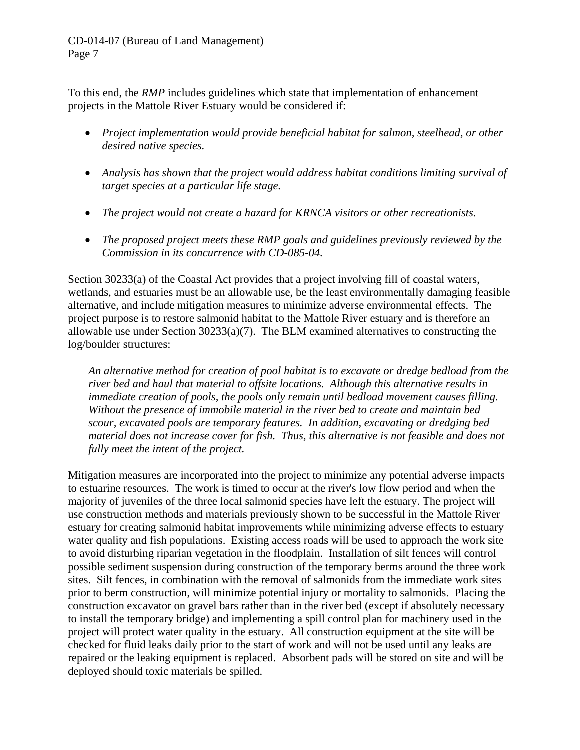To this end, the *RMP* includes guidelines which state that implementation of enhancement projects in the Mattole River Estuary would be considered if:

- *Project implementation would provide beneficial habitat for salmon, steelhead, or other desired native species.*
- *Analysis has shown that the project would address habitat conditions limiting survival of target species at a particular life stage.*
- *The project would not create a hazard for KRNCA visitors or other recreationists.*
- *The proposed project meets these RMP goals and guidelines previously reviewed by the Commission in its concurrence with CD-085-04.*

Section 30233(a) of the Coastal Act provides that a project involving fill of coastal waters, wetlands, and estuaries must be an allowable use, be the least environmentally damaging feasible alternative, and include mitigation measures to minimize adverse environmental effects. The project purpose is to restore salmonid habitat to the Mattole River estuary and is therefore an allowable use under Section 30233(a)(7). The BLM examined alternatives to constructing the log/boulder structures:

> *An alternative method for creation of pool habitat is to excavate or dredge bedload from the river bed and haul that material to offsite locations. Although this alternative results in immediate creation of pools, the pools only remain until bedload movement causes filling. Without the presence of immobile material in the river bed to create and maintain bed scour, excavated pools are temporary features. In addition, excavating or dredging bed material does not increase cover for fish. Thus, this alternative is not feasible and does not fully meet the intent of the project.*

Mitigation measures are incorporated into the project to minimize any potential adverse impacts to estuarine resources. The work is timed to occur at the river's low flow period and when the majority of juveniles of the three local salmonid species have left the estuary. The project will use construction methods and materials previously shown to be successful in the Mattole River estuary for creating salmonid habitat improvements while minimizing adverse effects to estuary water quality and fish populations. Existing access roads will be used to approach the work site to avoid disturbing riparian vegetation in the floodplain. Installation of silt fences will control possible sediment suspension during construction of the temporary berms around the three work sites. Silt fences, in combination with the removal of salmonids from the immediate work sites prior to berm construction, will minimize potential injury or mortality to salmonids. Placing the construction excavator on gravel bars rather than in the river bed (except if absolutely necessary to install the temporary bridge) and implementing a spill control plan for machinery used in the project will protect water quality in the estuary. All construction equipment at the site will be checked for fluid leaks daily prior to the start of work and will not be used until any leaks are repaired or the leaking equipment is replaced. Absorbent pads will be stored on site and will be deployed should toxic materials be spilled.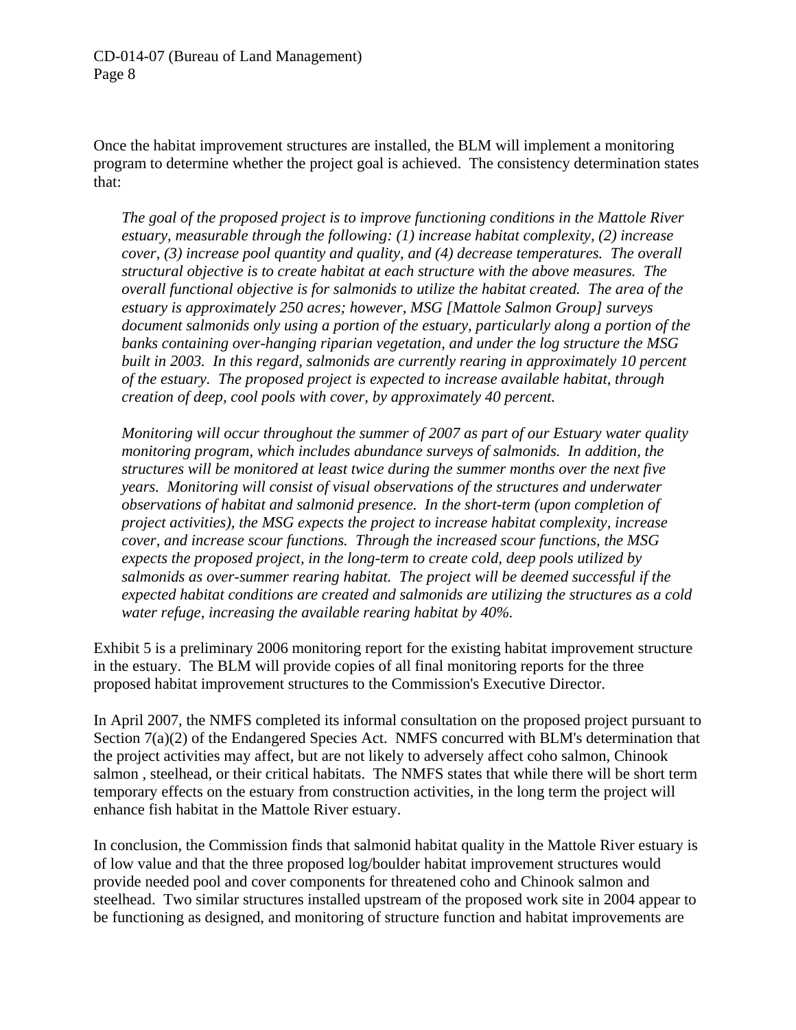Once the habitat improvement structures are installed, the BLM will implement a monitoring program to determine whether the project goal is achieved. The consistency determination states that:

> *The goal of the proposed project is to improve functioning conditions in the Mattole River estuary, measurable through the following: (1) increase habitat complexity, (2) increase cover, (3) increase pool quantity and quality, and (4) decrease temperatures. The overall structural objective is to create habitat at each structure with the above measures. The overall functional objective is for salmonids to utilize the habitat created. The area of the estuary is approximately 250 acres; however, MSG [Mattole Salmon Group] surveys document salmonids only using a portion of the estuary, particularly along a portion of the banks containing over-hanging riparian vegetation, and under the log structure the MSG built in 2003. In this regard, salmonids are currently rearing in approximately 10 percent of the estuary. The proposed project is expected to increase available habitat, through creation of deep, cool pools with cover, by approximately 40 percent.*
>
> *Monitoring will occur throughout the summer of 2007 as part of our Estuary water quality monitoring program, which includes abundance surveys of salmonids. In addition, the structures will be monitored at least twice during the summer months over the next five years. Monitoring will consist of visual observations of the structures and underwater observations of habitat and salmonid presence. In the short-term (upon completion of project activities), the MSG expects the project to increase habitat complexity, increase cover, and increase scour functions. Through the increased scour functions, the MSG expects the proposed project, in the long-term to create cold, deep pools utilized by salmonids as over-summer rearing habitat. The project will be deemed successful if the expected habitat conditions are created and salmonids are utilizing the structures as a cold water refuge, increasing the available rearing habitat by 40%.*

Exhibit 5 is a preliminary 2006 monitoring report for the existing habitat improvement structure in the estuary. The BLM will provide copies of all final monitoring reports for the three proposed habitat improvement structures to the Commission's Executive Director.

In April 2007, the NMFS completed its informal consultation on the proposed project pursuant to Section 7(a)(2) of the Endangered Species Act. NMFS concurred with BLM's determination that the project activities may affect, but are not likely to adversely affect coho salmon, Chinook salmon , steelhead, or their critical habitats. The NMFS states that while there will be short term temporary effects on the estuary from construction activities, in the long term the project will enhance fish habitat in the Mattole River estuary.

In conclusion, the Commission finds that salmonid habitat quality in the Mattole River estuary is of low value and that the three proposed log/boulder habitat improvement structures would provide needed pool and cover components for threatened coho and Chinook salmon and steelhead. Two similar structures installed upstream of the proposed work site in 2004 appear to be functioning as designed, and monitoring of structure function and habitat improvements are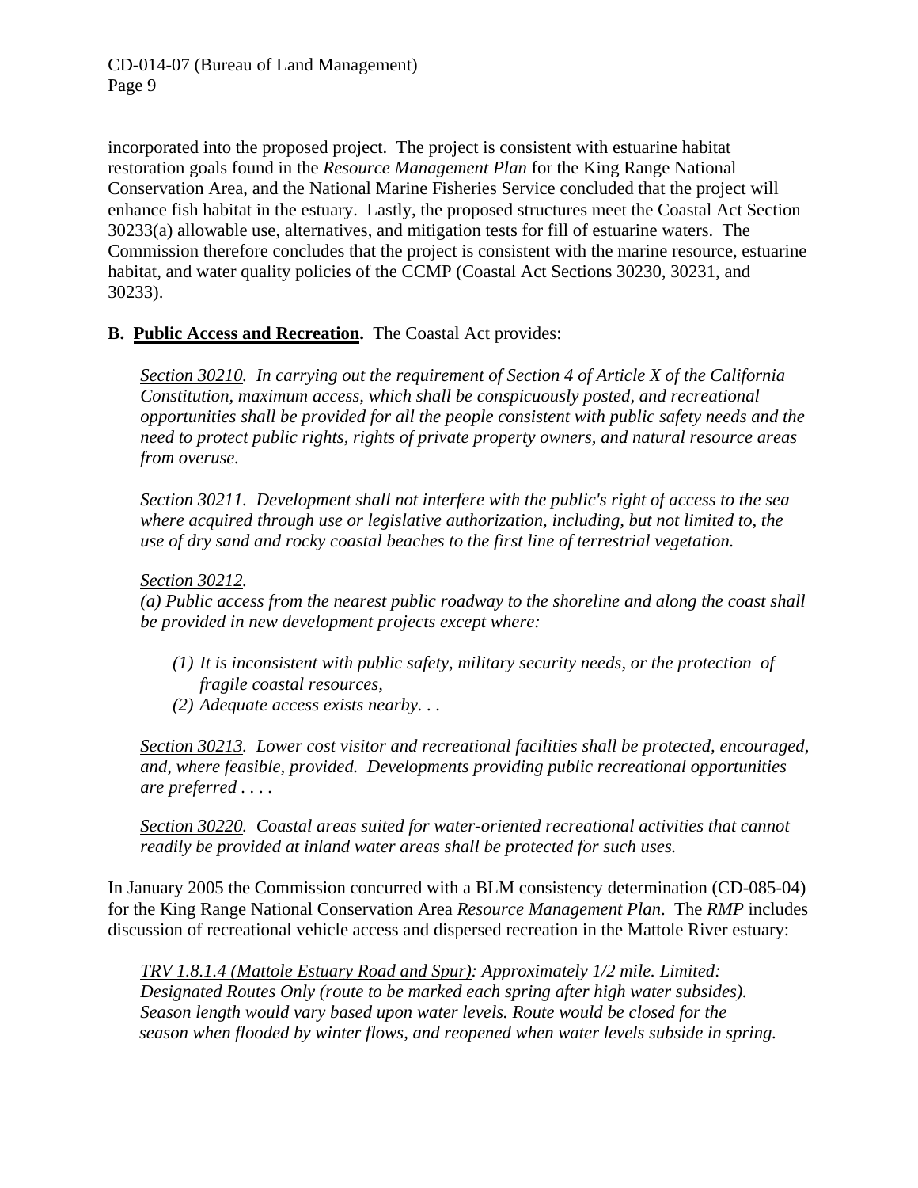incorporated into the proposed project. The project is consistent with estuarine habitat restoration goals found in the *Resource Management Plan* for the King Range National Conservation Area, and the National Marine Fisheries Service concluded that the project will enhance fish habitat in the estuary. Lastly, the proposed structures meet the Coastal Act Section 30233(a) allowable use, alternatives, and mitigation tests for fill of estuarine waters. The Commission therefore concludes that the project is consistent with the marine resource, estuarine habitat, and water quality policies of the CCMP (Coastal Act Sections 30230, 30231, and 30233).

**B. Public Access and Recreation.** The Coastal Act provides:

> *Section 30210. In carrying out the requirement of Section 4 of Article X of the California Constitution, maximum access, which shall be conspicuously posted, and recreational opportunities shall be provided for all the people consistent with public safety needs and the need to protect public rights, rights of private property owners, and natural resource areas from overuse.*
>
> *Section 30211. Development shall not interfere with the public's right of access to the sea where acquired through use or legislative authorization, including, but not limited to, the use of dry sand and rocky coastal beaches to the first line of terrestrial vegetation.*
>
> *Section 30212.*
> *(a) Public access from the nearest public roadway to the shoreline and along the coast shall be provided in new development projects except where:*
>
> *(1) It is inconsistent with public safety, military security needs, or the protection of fragile coastal resources,*
> *(2) Adequate access exists nearby. . .*
>
> *Section 30213. Lower cost visitor and recreational facilities shall be protected, encouraged, and, where feasible, provided. Developments providing public recreational opportunities are preferred . . . .*
>
> *Section 30220. Coastal areas suited for water-oriented recreational activities that cannot readily be provided at inland water areas shall be protected for such uses.*

In January 2005 the Commission concurred with a BLM consistency determination (CD-085-04) for the King Range National Conservation Area *Resource Management Plan*. The *RMP* includes discussion of recreational vehicle access and dispersed recreation in the Mattole River estuary:

> *TRV 1.8.1.4 (Mattole Estuary Road and Spur): Approximately 1/2 mile. Limited: Designated Routes Only (route to be marked each spring after high water subsides). Season length would vary based upon water levels. Route would be closed for the season when flooded by winter flows, and reopened when water levels subside in spring.*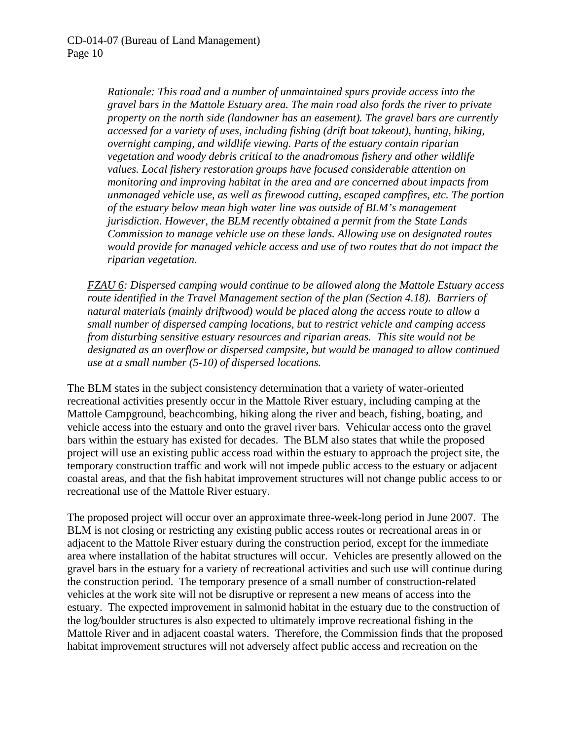*Rationale: This road and a number of unmaintained spurs provide access into the gravel bars in the Mattole Estuary area. The main road also fords the river to private property on the north side (landowner has an easement). The gravel bars are currently accessed for a variety of uses, including fishing (drift boat takeout), hunting, hiking, overnight camping, and wildlife viewing. Parts of the estuary contain riparian vegetation and woody debris critical to the anadromous fishery and other wildlife values. Local fishery restoration groups have focused considerable attention on monitoring and improving habitat in the area and are concerned about impacts from unmanaged vehicle use, as well as firewood cutting, escaped campfires, etc. The portion of the estuary below mean high water line was outside of BLM's management jurisdiction. However, the BLM recently obtained a permit from the State Lands Commission to manage vehicle use on these lands. Allowing use on designated routes would provide for managed vehicle access and use of two routes that do not impact the riparian vegetation.*

*FZAU 6: Dispersed camping would continue to be allowed along the Mattole Estuary access route identified in the Travel Management section of the plan (Section 4.18). Barriers of natural materials (mainly driftwood) would be placed along the access route to allow a small number of dispersed camping locations, but to restrict vehicle and camping access from disturbing sensitive estuary resources and riparian areas. This site would not be designated as an overflow or dispersed campsite, but would be managed to allow continued use at a small number (5-10) of dispersed locations.*

The BLM states in the subject consistency determination that a variety of water-oriented recreational activities presently occur in the Mattole River estuary, including camping at the Mattole Campground, beachcombing, hiking along the river and beach, fishing, boating, and vehicle access into the estuary and onto the gravel river bars. Vehicular access onto the gravel bars within the estuary has existed for decades. The BLM also states that while the proposed project will use an existing public access road within the estuary to approach the project site, the temporary construction traffic and work will not impede public access to the estuary or adjacent coastal areas, and that the fish habitat improvement structures will not change public access to or recreational use of the Mattole River estuary.

The proposed project will occur over an approximate three-week-long period in June 2007. The BLM is not closing or restricting any existing public access routes or recreational areas in or adjacent to the Mattole River estuary during the construction period, except for the immediate area where installation of the habitat structures will occur. Vehicles are presently allowed on the gravel bars in the estuary for a variety of recreational activities and such use will continue during the construction period. The temporary presence of a small number of construction-related vehicles at the work site will not be disruptive or represent a new means of access into the estuary. The expected improvement in salmonid habitat in the estuary due to the construction of the log/boulder structures is also expected to ultimately improve recreational fishing in the Mattole River and in adjacent coastal waters. Therefore, the Commission finds that the proposed habitat improvement structures will not adversely affect public access and recreation on the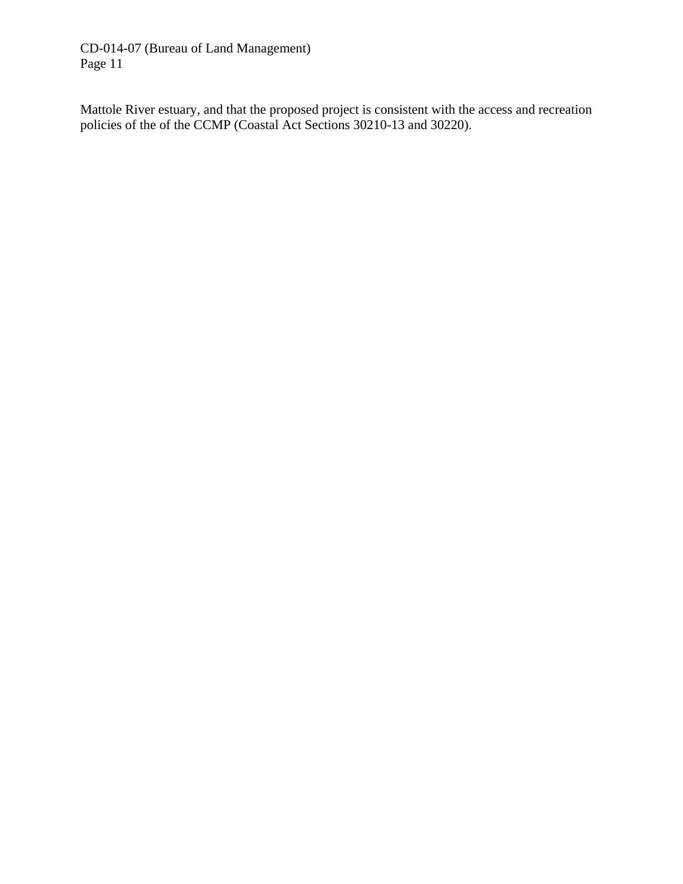Mattole River estuary, and that the proposed project is consistent with the access and recreation policies of the of the CCMP (Coastal Act Sections 30210-13 and 30220).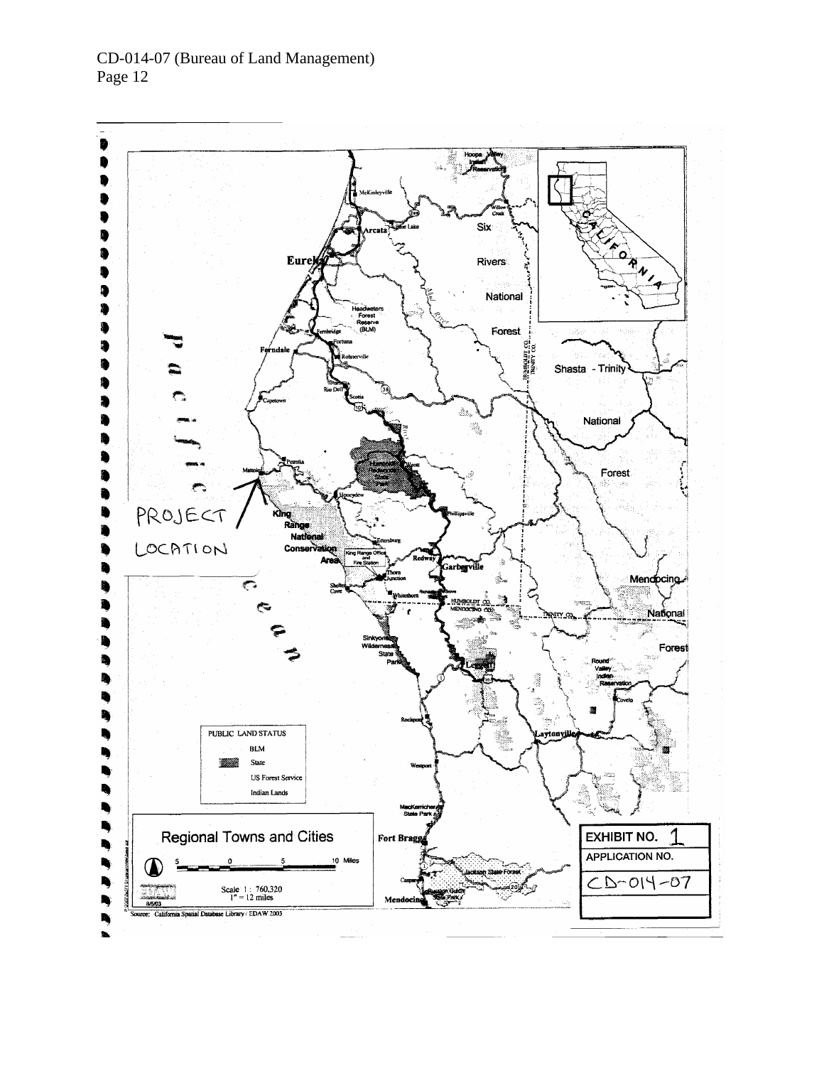PROJECT LOCATION

Pacific Ocean

PUBLIC LAND STATUS

- BLM
- State
- US Forest Service
- Indian Lands

Regional Towns and Cities

Scale 1 : 760,320
1" = 12 miles

Source: California Spatial Database Library / EDAW 2003

EXHIBIT NO. 1

APPLICATION NO.

CD-014-07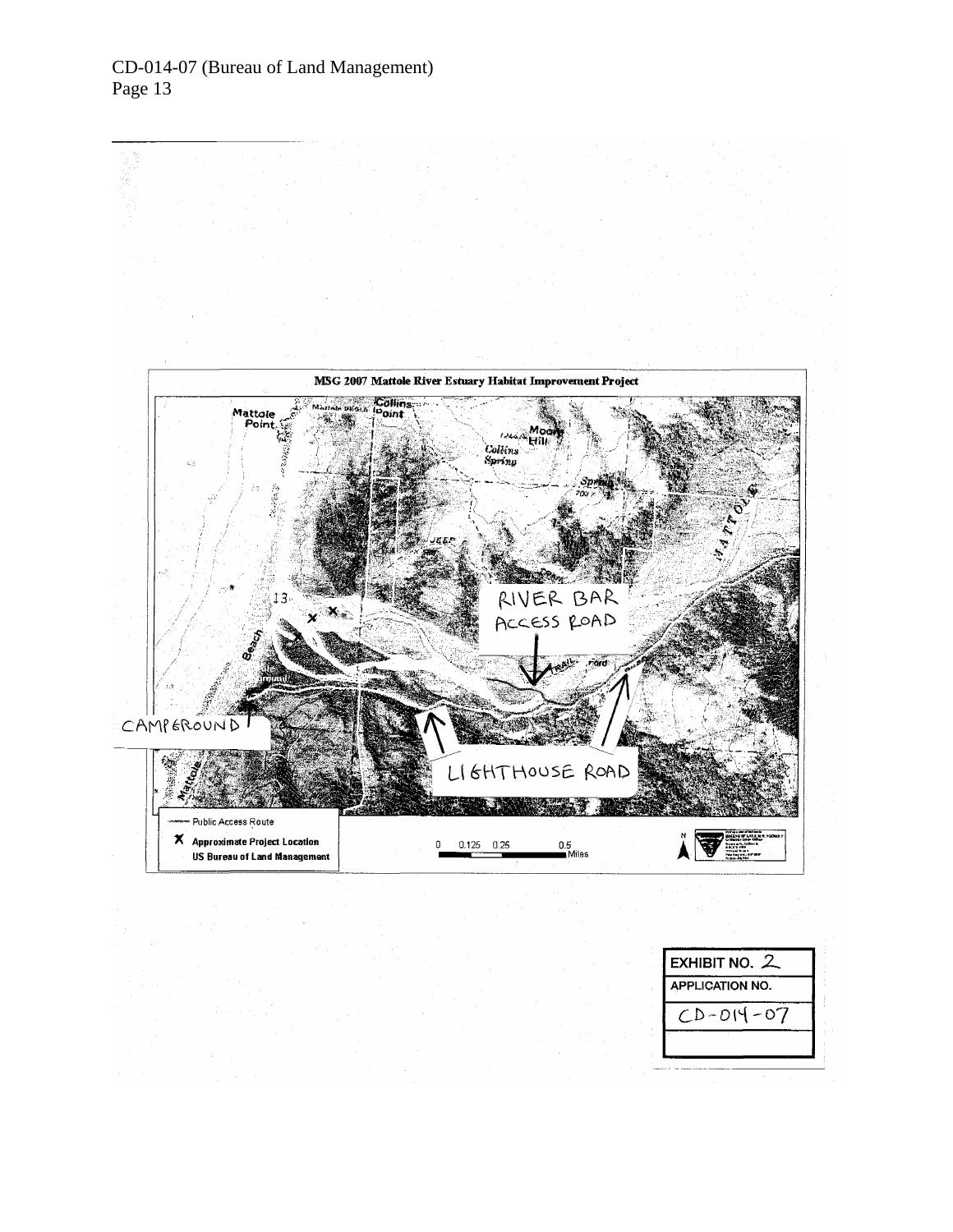MSG 2007 Mattole River Estuary Habitat Improvement Project

Mattole Point

Collins Point

Moore Hill

Collins Spring

Spring

MATTOLE

JEEP

RIVER BAR ACCESS ROAD

TRAIL

Ford

13

Beach

CAMPGROUND

LIGHTHOUSE ROAD

Mattole

Public Access Route

X Approximate Project Location

US Bureau of Land Management

0 0.125 0.25 0.5 Miles

| EXHIBIT NO. 2 |
| --- |
| APPLICATION NO. |
| CD-014-07 |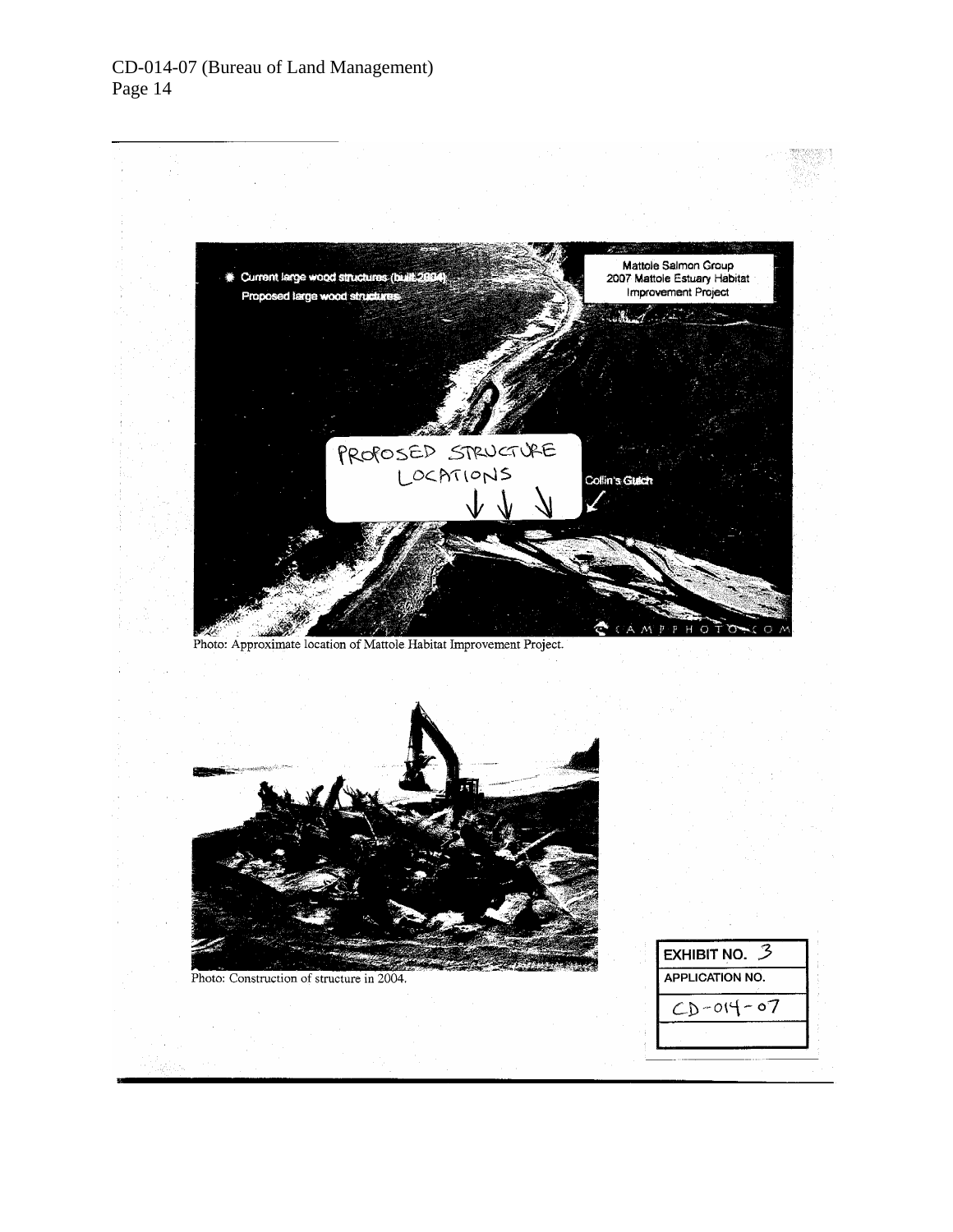Photo: Approximate location of Mattole Habitat Improvement Project.

Photo: Construction of structure in 2004.

| EXHIBIT NO. 3 |
| --- |
| APPLICATION NO. |
| CD-014-07 |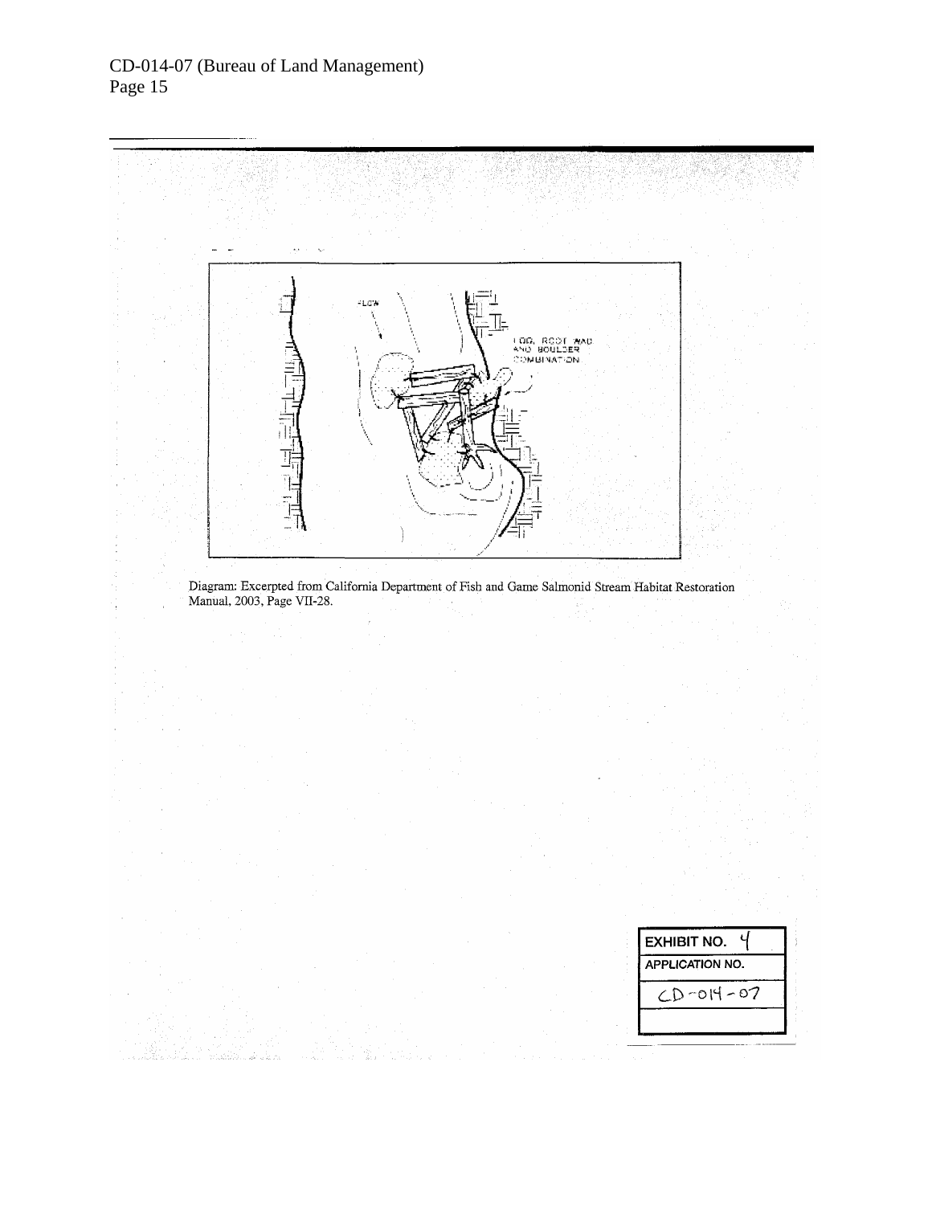Diagram: Excerpted from California Department of Fish and Game Salmonid Stream Habitat Restoration Manual, 2003, Page VII-28.

| EXHIBIT NO. 4 |
| --- |
| APPLICATION NO. |
| CD-014-07 |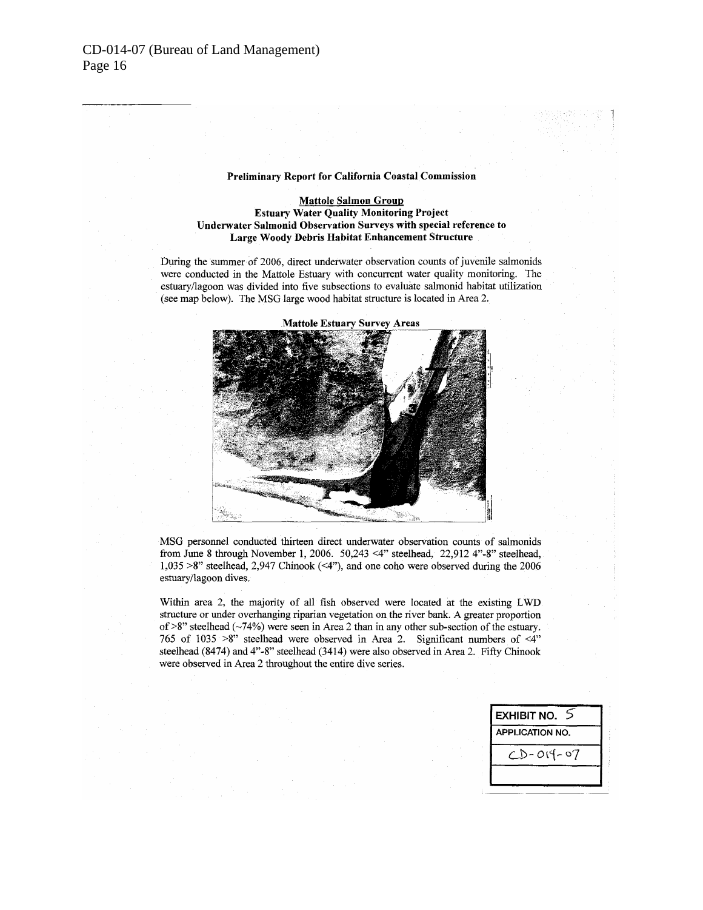**Preliminary Report for California Coastal Commission**

**Mattole Salmon Group**
**Estuary Water Quality Monitoring Project**
**Underwater Salmonid Observation Surveys with special reference to Large Woody Debris Habitat Enhancement Structure**

During the summer of 2006, direct underwater observation counts of juvenile salmonids were conducted in the Mattole Estuary with concurrent water quality monitoring. The estuary/lagoon was divided into five subsections to evaluate salmonid habitat utilization (see map below). The MSG large wood habitat structure is located in Area 2.

**Mattole Estuary Survey Areas**

MSG personnel conducted thirteen direct underwater observation counts of salmonids from June 8 through November 1, 2006. 50,243 <4" steelhead, 22,912 4"-8" steelhead, 1,035 >8" steelhead, 2,947 Chinook (<4"), and one coho were observed during the 2006 estuary/lagoon dives.

Within area 2, the majority of all fish observed were located at the existing LWD structure or under overhanging riparian vegetation on the river bank. A greater proportion of >8" steelhead (~74%) were seen in Area 2 than in any other sub-section of the estuary. 765 of 1035 >8" steelhead were observed in Area 2. Significant numbers of <4" steelhead (8474) and 4"-8" steelhead (3414) were also observed in Area 2. Fifty Chinook were observed in Area 2 throughout the entire dive series.

| EXHIBIT NO. 5 |
| --- |
| APPLICATION NO. |
| CD-014-07 |
| |